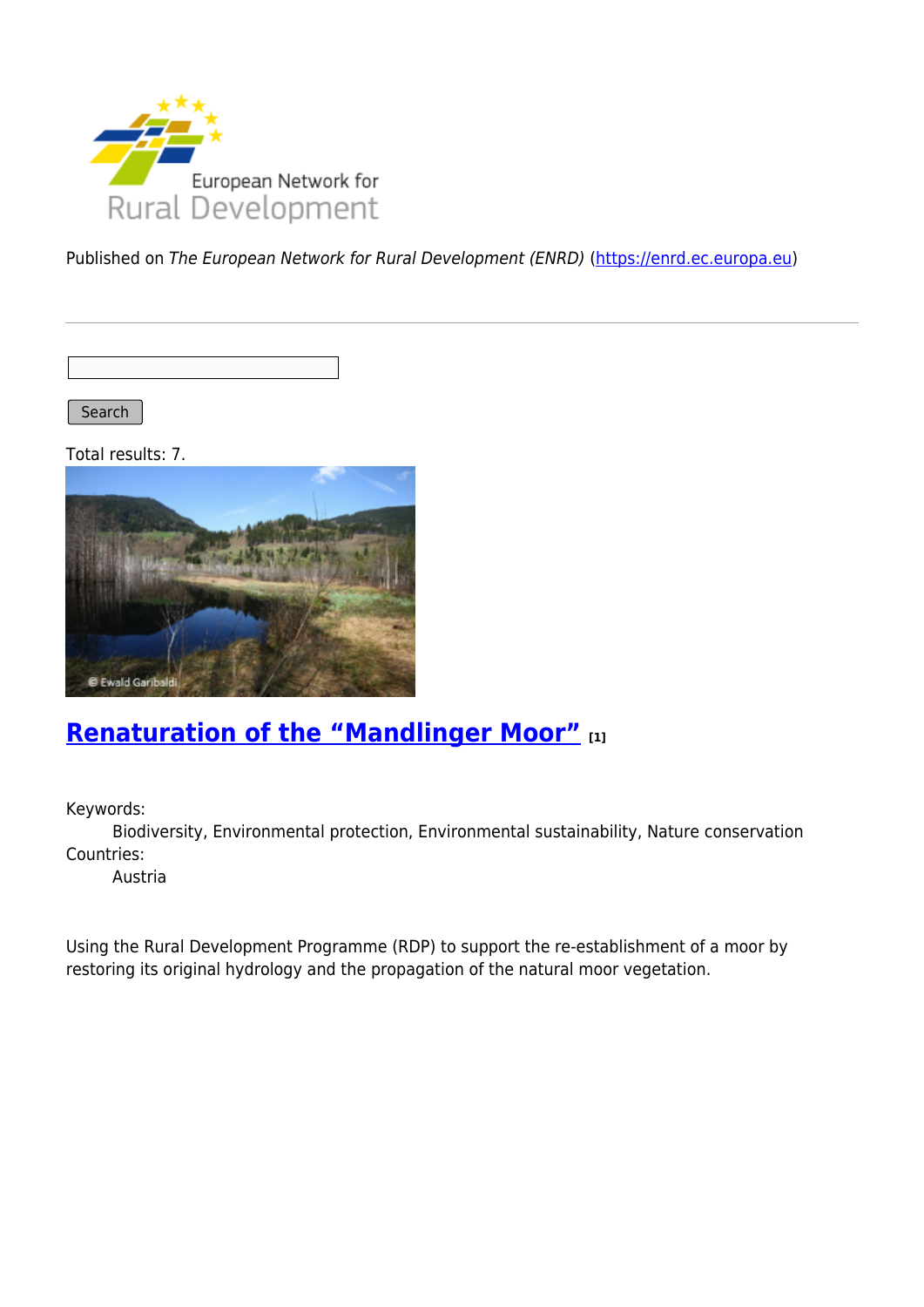European Network for Rural Development

Published on *The European Network for Rural Development (ENRD)* (https://enrd.ec.europa.eu)

Search

Total results: 7.

## [Renaturation of the "Mandlinger Moor"](https://enrd.ec.europa.eu) [1]

Keywords:
Biodiversity, Environmental protection, Environmental sustainability, Nature conservation

Countries:
Austria

Using the Rural Development Programme (RDP) to support the re-establishment of a moor by restoring its original hydrology and the propagation of the natural moor vegetation.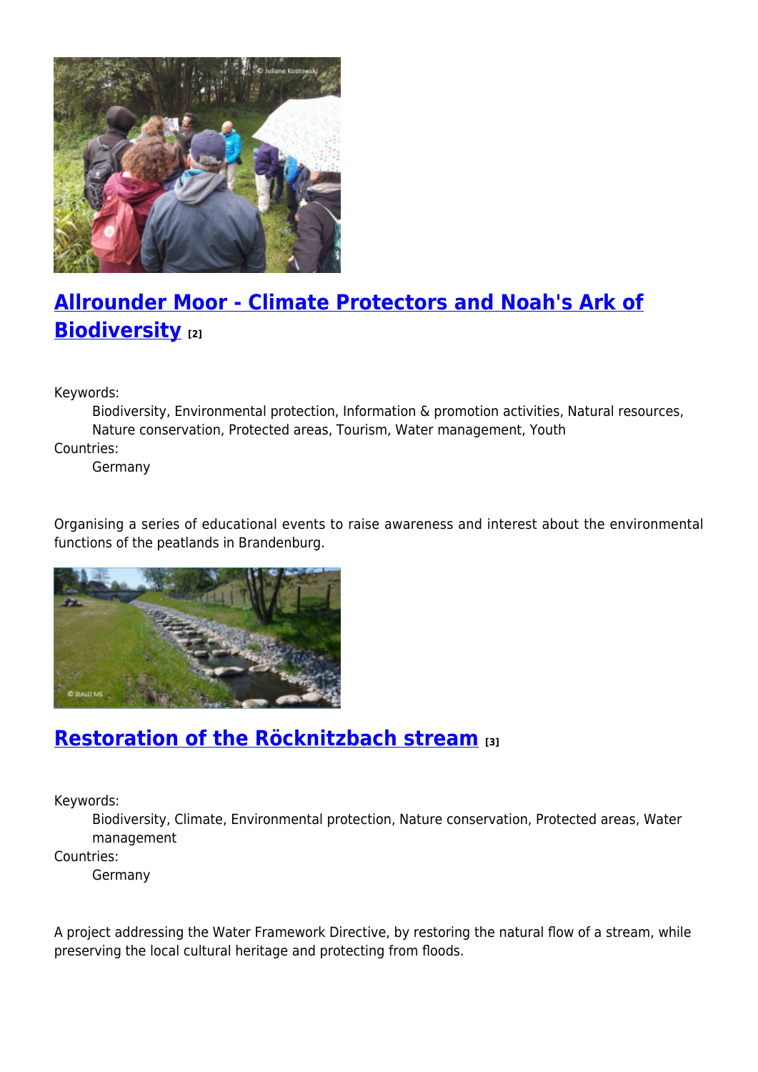## Allrounder Moor - Climate Protectors and Noah's Ark of Biodiversity [2]

Keywords:
: Biodiversity, Environmental protection, Information & promotion activities, Natural resources, Nature conservation, Protected areas, Tourism, Water management, Youth

Countries:
: Germany

Organising a series of educational events to raise awareness and interest about the environmental functions of the peatlands in Brandenburg.

## Restoration of the Röcknitzbach stream [3]

Keywords:
: Biodiversity, Climate, Environmental protection, Nature conservation, Protected areas, Water management

Countries:
: Germany

A project addressing the Water Framework Directive, by restoring the natural flow of a stream, while preserving the local cultural heritage and protecting from floods.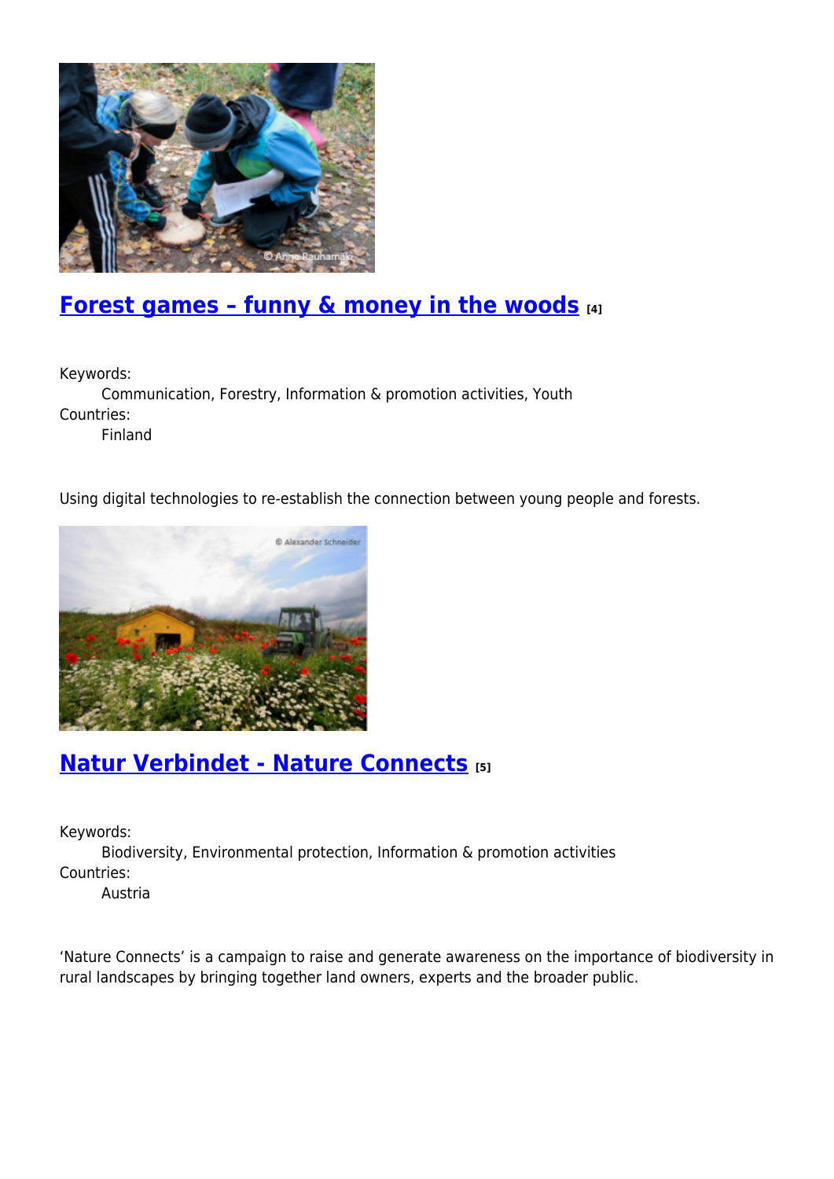## Forest games – funny & money in the woods [4]

Keywords:
Communication, Forestry, Information & promotion activities, Youth

Countries:
Finland

Using digital technologies to re-establish the connection between young people and forests.

## Natur Verbindet - Nature Connects [5]

Keywords:
Biodiversity, Environmental protection, Information & promotion activities

Countries:
Austria

'Nature Connects' is a campaign to raise and generate awareness on the importance of biodiversity in rural landscapes by bringing together land owners, experts and the broader public.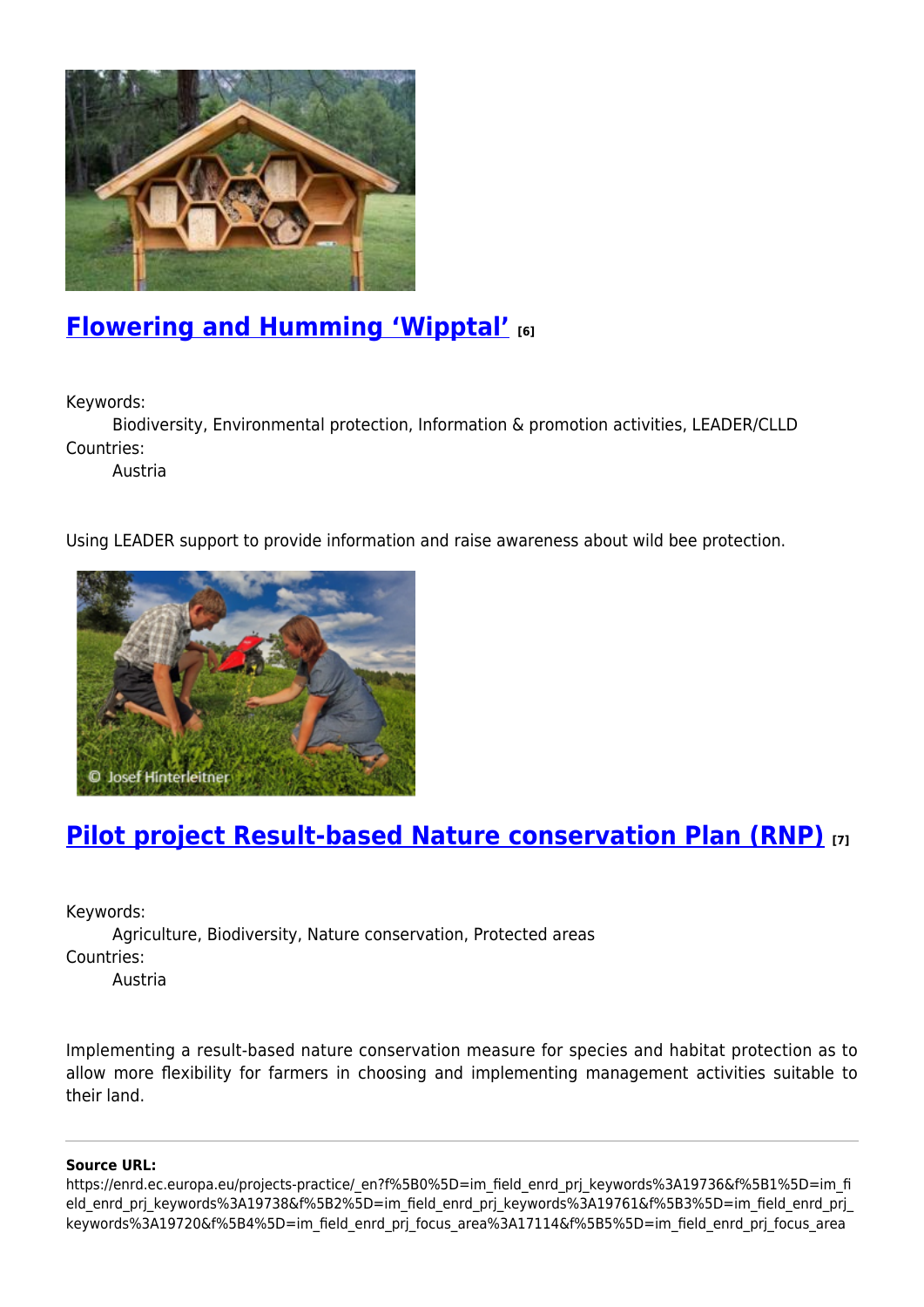## [Flowering and Humming 'Wipptal'](#) [6]

Keywords:

Biodiversity, Environmental protection, Information & promotion activities, LEADER/CLLD

Countries:

Austria

Using LEADER support to provide information and raise awareness about wild bee protection.

## [Pilot project Result-based Nature conservation Plan (RNP)](#) [7]

Keywords:

Agriculture, Biodiversity, Nature conservation, Protected areas

Countries:

Austria

Implementing a result-based nature conservation measure for species and habitat protection as to allow more flexibility for farmers in choosing and implementing management activities suitable to their land.

---

**Source URL:**
https://enrd.ec.europa.eu/projects-practice/_en?f%5B0%5D=im_field_enrd_prj_keywords%3A19736&f%5B1%5D=im_field_enrd_prj_keywords%3A19738&f%5B2%5D=im_field_enrd_prj_keywords%3A19761&f%5B3%5D=im_field_enrd_prj_keywords%3A19720&f%5B4%5D=im_field_enrd_prj_focus_area%3A17114&f%5B5%5D=im_field_enrd_prj_focus_area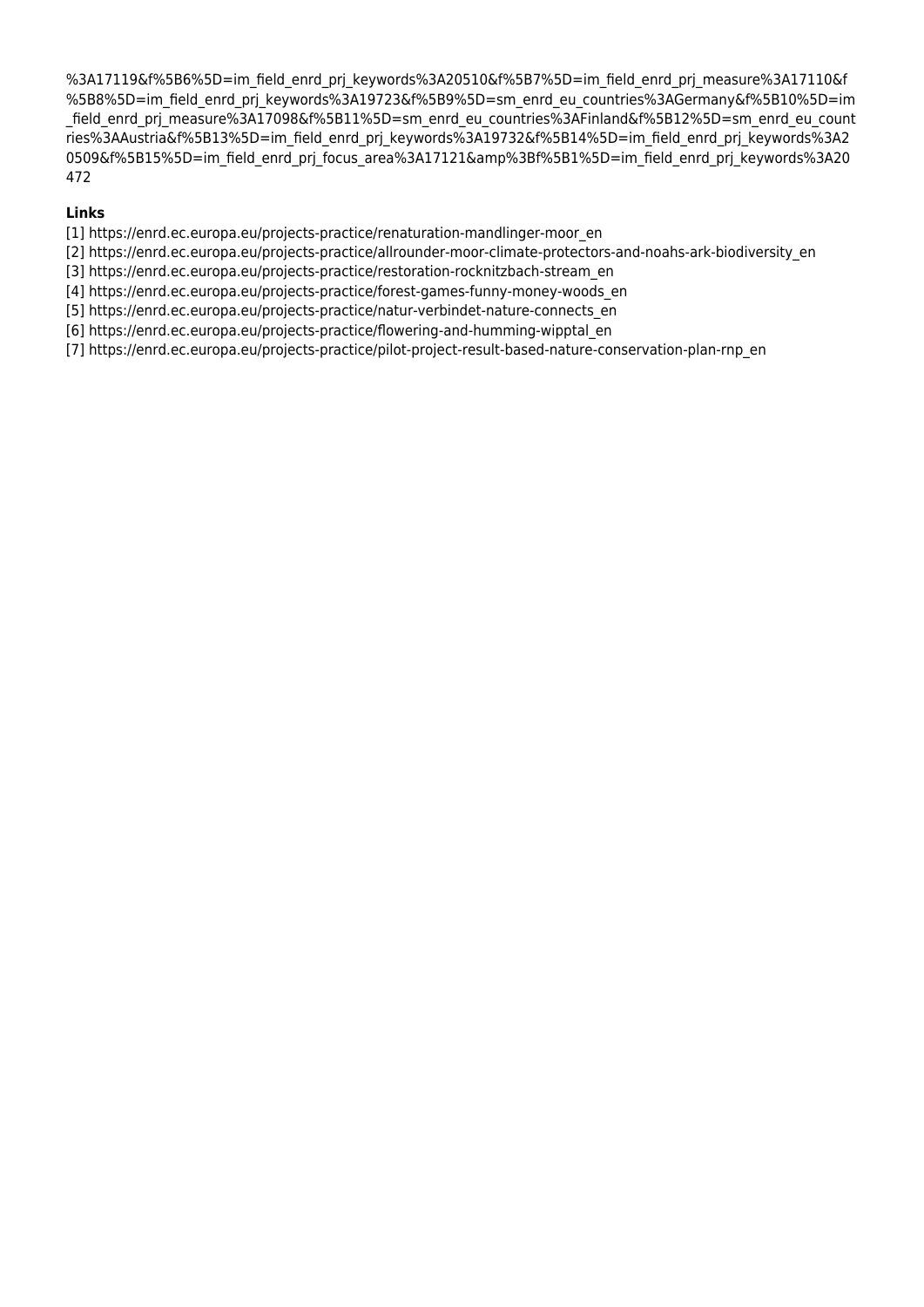%3A17119&f%5B6%5D=im_field_enrd_prj_keywords%3A20510&f%5B7%5D=im_field_enrd_prj_measure%3A17110&f%5B8%5D=im_field_enrd_prj_keywords%3A19723&f%5B9%5D=sm_enrd_eu_countries%3AGermany&f%5B10%5D=im_field_enrd_prj_measure%3A17098&f%5B11%5D=sm_enrd_eu_countries%3AFinland&f%5B12%5D=sm_enrd_eu_countries%3AAustria&f%5B13%5D=im_field_enrd_prj_keywords%3A19732&f%5B14%5D=im_field_enrd_prj_keywords%3A20509&f%5B15%5D=im_field_enrd_prj_focus_area%3A17121&amp%3Bf%5B1%5D=im_field_enrd_prj_keywords%3A20472

**Links**

[1] https://enrd.ec.europa.eu/projects-practice/renaturation-mandlinger-moor_en
[2] https://enrd.ec.europa.eu/projects-practice/allrounder-moor-climate-protectors-and-noahs-ark-biodiversity_en
[3] https://enrd.ec.europa.eu/projects-practice/restoration-rocknitzbach-stream_en
[4] https://enrd.ec.europa.eu/projects-practice/forest-games-funny-money-woods_en
[5] https://enrd.ec.europa.eu/projects-practice/natur-verbindet-nature-connects_en
[6] https://enrd.ec.europa.eu/projects-practice/flowering-and-humming-wipptal_en
[7] https://enrd.ec.europa.eu/projects-practice/pilot-project-result-based-nature-conservation-plan-rnp_en